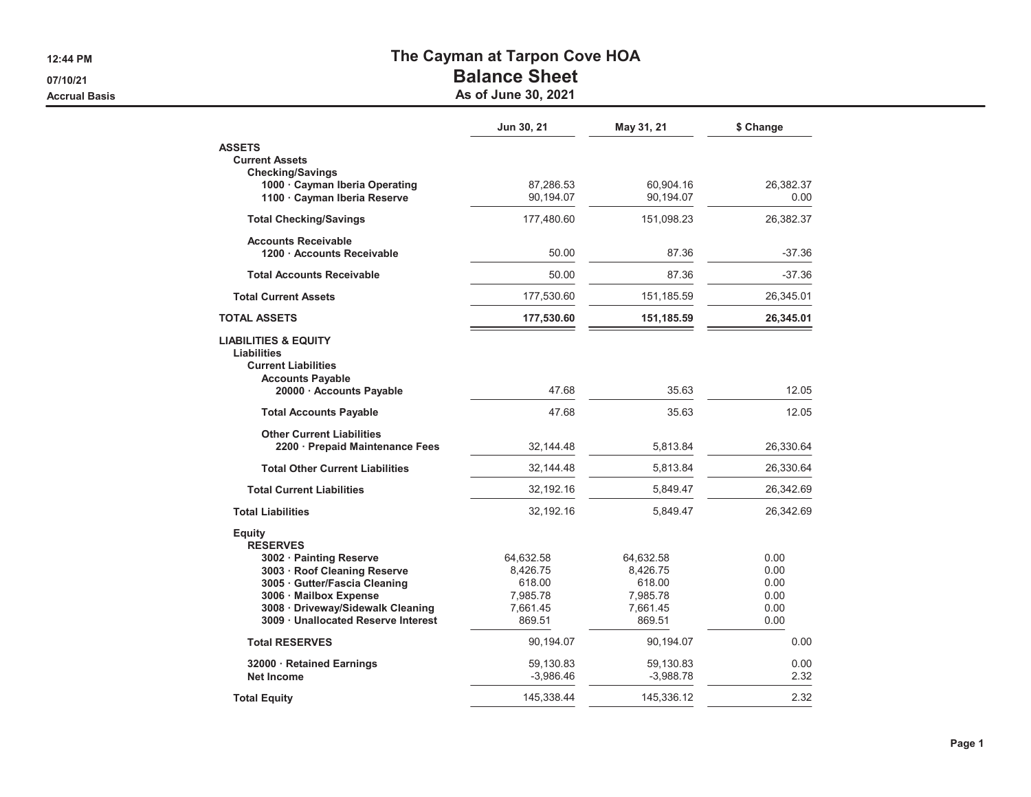# The Cayman at Tarpon Cove HOA

## Balance Sheet

### As of June 30, 2021

12:44 PM
07/10/21
Accrual Basis

| | Jun 30, 21 | May 31, 21 | $ Change |
|---|---|---|---|
| **ASSETS** | | | |
| **Current Assets** | | | |
| **Checking/Savings** | | | |
| **1000 · Cayman Iberia Operating** | 87,286.53 | 60,904.16 | 26,382.37 |
| **1100 · Cayman Iberia Reserve** | 90,194.07 | 90,194.07 | 0.00 |
| **Total Checking/Savings** | 177,480.60 | 151,098.23 | 26,382.37 |
| **Accounts Receivable** | | | |
| **1200 · Accounts Receivable** | 50.00 | 87.36 | -37.36 |
| **Total Accounts Receivable** | 50.00 | 87.36 | -37.36 |
| **Total Current Assets** | 177,530.60 | 151,185.59 | 26,345.01 |
| **TOTAL ASSETS** | **177,530.60** | **151,185.59** | **26,345.01** |
| **LIABILITIES & EQUITY** | | | |
| **Liabilities** | | | |
| **Current Liabilities** | | | |
| **Accounts Payable** | | | |
| **20000 · Accounts Payable** | 47.68 | 35.63 | 12.05 |
| **Total Accounts Payable** | 47.68 | 35.63 | 12.05 |
| **Other Current Liabilities** | | | |
| **2200 · Prepaid Maintenance Fees** | 32,144.48 | 5,813.84 | 26,330.64 |
| **Total Other Current Liabilities** | 32,144.48 | 5,813.84 | 26,330.64 |
| **Total Current Liabilities** | 32,192.16 | 5,849.47 | 26,342.69 |
| **Total Liabilities** | 32,192.16 | 5,849.47 | 26,342.69 |
| **Equity** | | | |
| **RESERVES** | | | |
| **3002 · Painting Reserve** | 64,632.58 | 64,632.58 | 0.00 |
| **3003 · Roof Cleaning Reserve** | 8,426.75 | 8,426.75 | 0.00 |
| **3005 · Gutter/Fascia Cleaning** | 618.00 | 618.00 | 0.00 |
| **3006 · Mailbox Expense** | 7,985.78 | 7,985.78 | 0.00 |
| **3008 · Driveway/Sidewalk Cleaning** | 7,661.45 | 7,661.45 | 0.00 |
| **3009 · Unallocated Reserve Interest** | 869.51 | 869.51 | 0.00 |
| **Total RESERVES** | 90,194.07 | 90,194.07 | 0.00 |
| **32000 · Retained Earnings** | 59,130.83 | 59,130.83 | 0.00 |
| **Net Income** | -3,986.46 | -3,988.78 | 2.32 |
| **Total Equity** | 145,338.44 | 145,336.12 | 2.32 |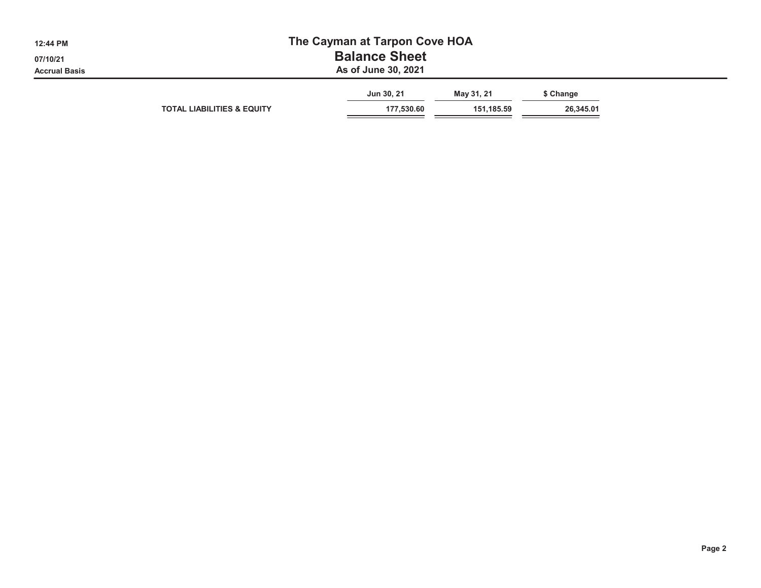# The Cayman at Tarpon Cove HOA

## Balance Sheet

### As of June 30, 2021

Accrual Basis

| | Jun 30, 21 | May 31, 21 | $ Change |
|---|---|---|---|
| **TOTAL LIABILITIES & EQUITY** | **177,530.60** | **151,185.59** | **26,345.01** |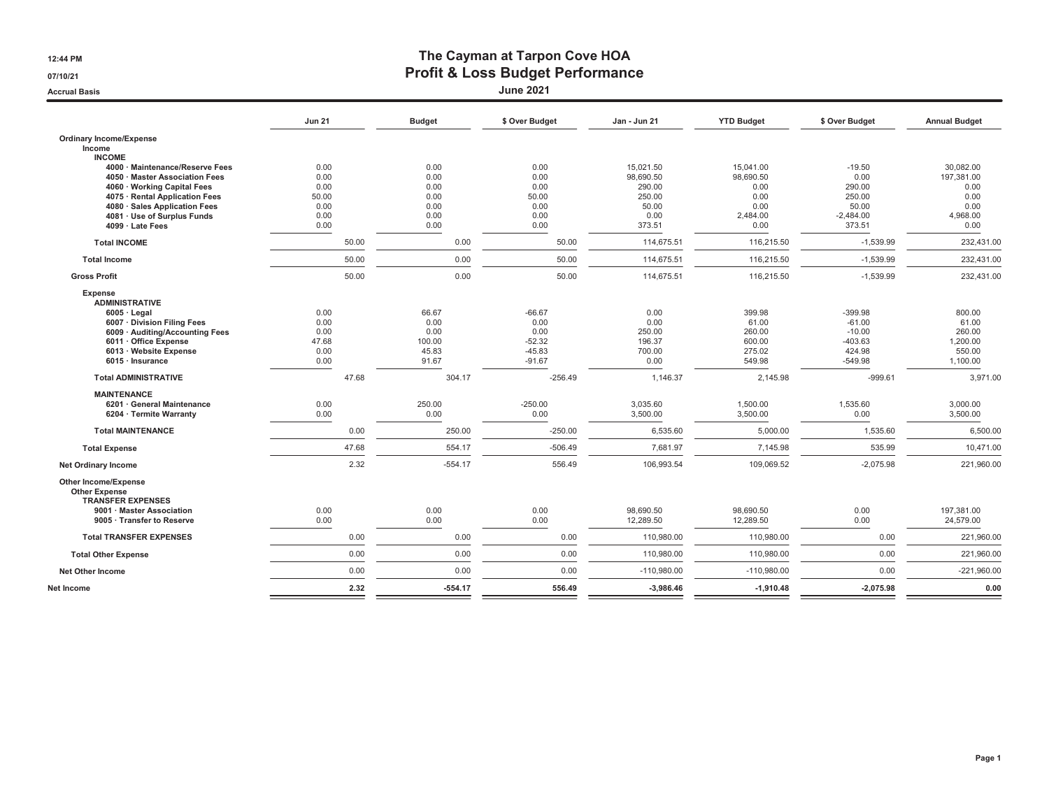12:44 PM

07/10/21

Accrual Basis

# The Cayman at Tarpon Cove HOA
## Profit & Loss Budget Performance
### June 2021

| | Jun 21 | Budget | $ Over Budget | Jan - Jun 21 | YTD Budget | $ Over Budget | Annual Budget |
|---|---|---|---|---|---|---|---|
| **Ordinary Income/Expense** | | | | | | | |
| **Income** | | | | | | | |
| **INCOME** | | | | | | | |
| **4000 · Maintenance/Reserve Fees** | 0.00 | 0.00 | 0.00 | 15,021.50 | 15,041.00 | -19.50 | 30,082.00 |
| **4050 · Master Association Fees** | 0.00 | 0.00 | 0.00 | 98,690.50 | 98,690.50 | 0.00 | 197,381.00 |
| **4060 · Working Capital Fees** | 0.00 | 0.00 | 0.00 | 290.00 | 0.00 | 290.00 | 0.00 |
| **4075 · Rental Application Fees** | 50.00 | 0.00 | 50.00 | 250.00 | 0.00 | 250.00 | 0.00 |
| **4080 · Sales Application Fees** | 0.00 | 0.00 | 0.00 | 50.00 | 0.00 | 50.00 | 0.00 |
| **4081 · Use of Surplus Funds** | 0.00 | 0.00 | 0.00 | 0.00 | 2,484.00 | -2,484.00 | 4,968.00 |
| **4099 · Late Fees** | 0.00 | 0.00 | 0.00 | 373.51 | 0.00 | 373.51 | 0.00 |
| **Total INCOME** | 50.00 | 0.00 | 50.00 | 114,675.51 | 116,215.50 | -1,539.99 | 232,431.00 |
| **Total Income** | 50.00 | 0.00 | 50.00 | 114,675.51 | 116,215.50 | -1,539.99 | 232,431.00 |
| **Gross Profit** | 50.00 | 0.00 | 50.00 | 114,675.51 | 116,215.50 | -1,539.99 | 232,431.00 |
| **Expense** | | | | | | | |
| **ADMINISTRATIVE** | | | | | | | |
| **6005 · Legal** | 0.00 | 66.67 | -66.67 | 0.00 | 399.98 | -399.98 | 800.00 |
| **6007 · Division Filing Fees** | 0.00 | 0.00 | 0.00 | 0.00 | 61.00 | -61.00 | 61.00 |
| **6009 · Auditing/Accounting Fees** | 0.00 | 0.00 | 0.00 | 250.00 | 260.00 | -10.00 | 260.00 |
| **6011 · Office Expense** | 47.68 | 100.00 | -52.32 | 196.37 | 600.00 | -403.63 | 1,200.00 |
| **6013 · Website Expense** | 0.00 | 45.83 | -45.83 | 700.00 | 275.02 | 424.98 | 550.00 |
| **6015 · Insurance** | 0.00 | 91.67 | -91.67 | 0.00 | 549.98 | -549.98 | 1,100.00 |
| **Total ADMINISTRATIVE** | 47.68 | 304.17 | -256.49 | 1,146.37 | 2,145.98 | -999.61 | 3,971.00 |
| **MAINTENANCE** | | | | | | | |
| **6201 · General Maintenance** | 0.00 | 250.00 | -250.00 | 3,035.60 | 1,500.00 | 1,535.60 | 3,000.00 |
| **6204 · Termite Warranty** | 0.00 | 0.00 | 0.00 | 3,500.00 | 3,500.00 | 0.00 | 3,500.00 |
| **Total MAINTENANCE** | 0.00 | 250.00 | -250.00 | 6,535.60 | 5,000.00 | 1,535.60 | 6,500.00 |
| **Total Expense** | 47.68 | 554.17 | -506.49 | 7,681.97 | 7,145.98 | 535.99 | 10,471.00 |
| **Net Ordinary Income** | 2.32 | -554.17 | 556.49 | 106,993.54 | 109,069.52 | -2,075.98 | 221,960.00 |
| **Other Income/Expense** | | | | | | | |
| **Other Expense** | | | | | | | |
| **TRANSFER EXPENSES** | | | | | | | |
| **9001 · Master Association** | 0.00 | 0.00 | 0.00 | 98,690.50 | 98,690.50 | 0.00 | 197,381.00 |
| **9005 · Transfer to Reserve** | 0.00 | 0.00 | 0.00 | 12,289.50 | 12,289.50 | 0.00 | 24,579.00 |
| **Total TRANSFER EXPENSES** | 0.00 | 0.00 | 0.00 | 110,980.00 | 110,980.00 | 0.00 | 221,960.00 |
| **Total Other Expense** | 0.00 | 0.00 | 0.00 | 110,980.00 | 110,980.00 | 0.00 | 221,960.00 |
| **Net Other Income** | 0.00 | 0.00 | 0.00 | -110,980.00 | -110,980.00 | 0.00 | -221,960.00 |
| **Net Income** | **2.32** | **-554.17** | **556.49** | **-3,986.46** | **-1,910.48** | **-2,075.98** | **0.00** |